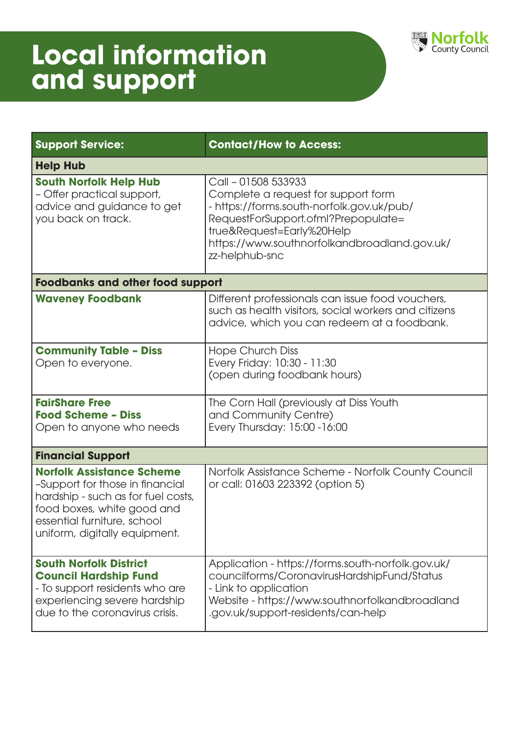# Local information and support

Norfolk County Council

| Support Service: | Contact/How to Access: |
|---|---|
| **Help Hub** | |
| **South Norfolk Help Hub** – Offer practical support, advice and guidance to get you back on track. | Call – 01508 533933<br>Complete a request for support form - https://forms.south-norfolk.gov.uk/pub/RequestForSupport.ofml?Prepopulate=true&Request=Early%20Help<br>https://www.southnorfolkandbroadland.gov.uk/zz-helphub-snc |
| **Foodbanks and other food support** | |
| **Waveney Foodbank** | Different professionals can issue food vouchers, such as health visitors, social workers and citizens advice, which you can redeem at a foodbank. |
| **Community Table - Diss** Open to everyone. | Hope Church Diss<br>Every Friday: 10:30 - 11:30<br>(open during foodbank hours) |
| **FairShare Free Food Scheme - Diss** Open to anyone who needs | The Corn Hall (previously at Diss Youth and Community Centre)<br>Every Thursday: 15:00 -16:00 |
| **Financial Support** | |
| **Norfolk Assistance Scheme** –Support for those in financial hardship - such as for fuel costs, food boxes, white good and essential furniture, school uniform, digitally equipment. | Norfolk Assistance Scheme - Norfolk County Council or call: 01603 223392 (option 5) |
| **South Norfolk District Council Hardship Fund** - To support residents who are experiencing severe hardship due to the coronavirus crisis. | Application - https://forms.south-norfolk.gov.uk/councilforms/CoronavirusHardshipFund/Status - Link to application<br>Website - https://www.southnorfolkandbroadland.gov.uk/support-residents/can-help |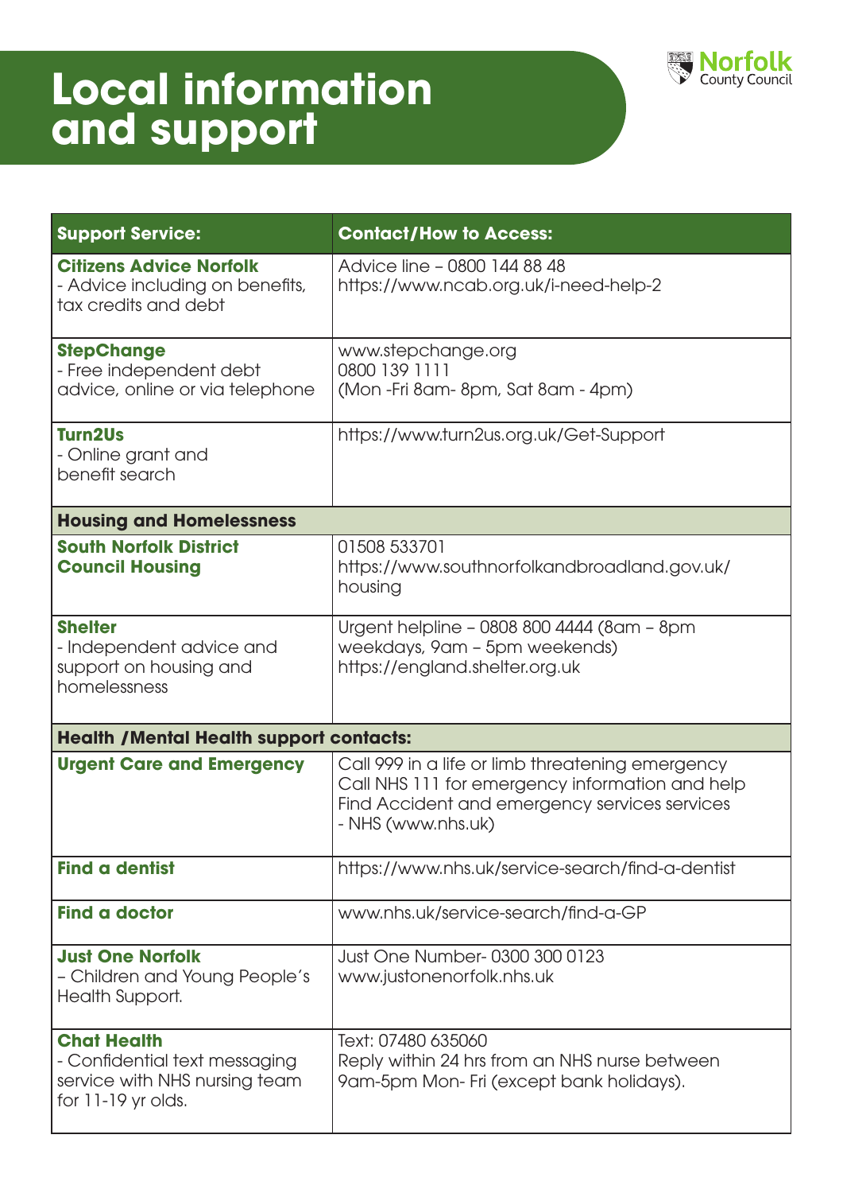# Local information and support

Norfolk County Council

| Support Service: | Contact/How to Access: |
|---|---|
| **Citizens Advice Norfolk** - Advice including on benefits, tax credits and debt | Advice line – 0800 144 88 48 https://www.ncab.org.uk/i-need-help-2 |
| **StepChange** - Free independent debt advice, online or via telephone | www.stepchange.org 0800 139 1111 (Mon -Fri 8am- 8pm, Sat 8am - 4pm) |
| **Turn2Us** - Online grant and benefit search | https://www.turn2us.org.uk/Get-Support |
| **Housing and Homelessness** | |
| **South Norfolk District Council Housing** | 01508 533701 https://www.southnorfolkandbroadland.gov.uk/housing |
| **Shelter** - Independent advice and support on housing and homelessness | Urgent helpline – 0808 800 4444 (8am – 8pm weekdays, 9am – 5pm weekends) https://england.shelter.org.uk |
| **Health /Mental Health support contacts:** | |
| **Urgent Care and Emergency** | Call 999 in a life or limb threatening emergency Call NHS 111 for emergency information and help Find Accident and emergency services services - NHS (www.nhs.uk) |
| **Find a dentist** | https://www.nhs.uk/service-search/find-a-dentist |
| **Find a doctor** | www.nhs.uk/service-search/find-a-GP |
| **Just One Norfolk** – Children and Young People's Health Support. | Just One Number- 0300 300 0123 www.justonenorfolk.nhs.uk |
| **Chat Health** - Confidential text messaging service with NHS nursing team for 11-19 yr olds. | Text: 07480 635060 Reply within 24 hrs from an NHS nurse between 9am-5pm Mon- Fri (except bank holidays). |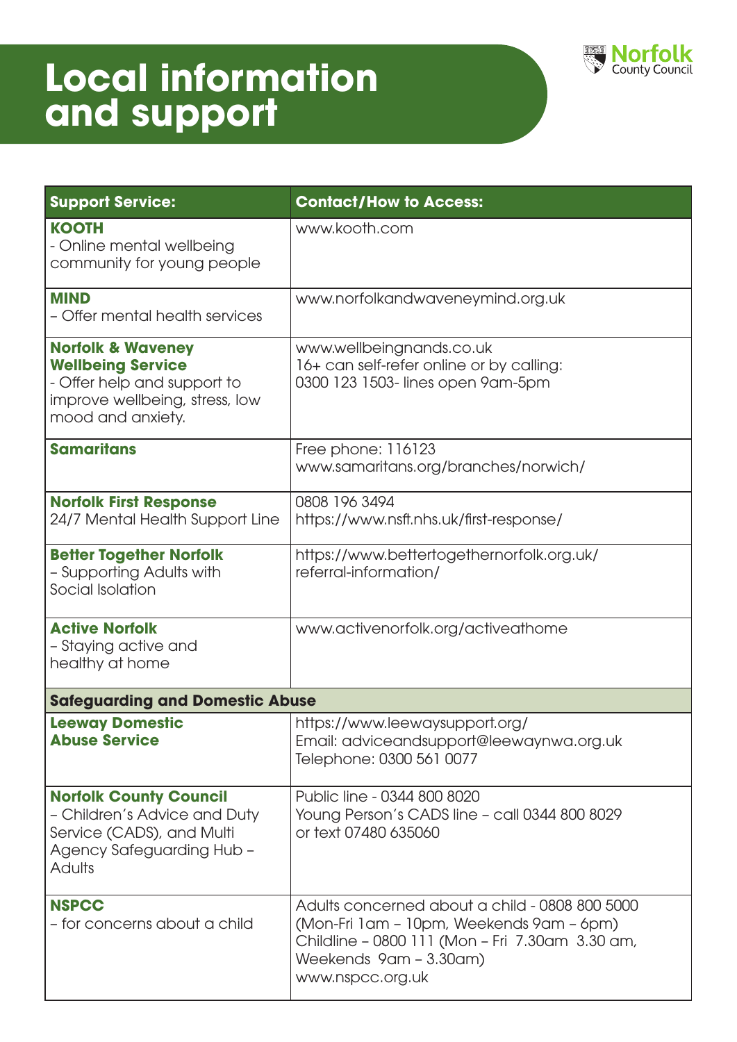# Local information and support

Norfolk County Council

| Support Service: | Contact/How to Access: |
|---|---|
| **KOOTH** - Online mental wellbeing community for young people | www.kooth.com |
| **MIND** – Offer mental health services | www.norfolkandwaveneymind.org.uk |
| **Norfolk & Waveney Wellbeing Service** - Offer help and support to improve wellbeing, stress, low mood and anxiety. | www.wellbeingnands.co.uk 16+ can self-refer online or by calling: 0300 123 1503- lines open 9am-5pm |
| **Samaritans** | Free phone: 116123 www.samaritans.org/branches/norwich/ |
| **Norfolk First Response** 24/7 Mental Health Support Line | 0808 196 3494 https://www.nsft.nhs.uk/first-response/ |
| **Better Together Norfolk** – Supporting Adults with Social Isolation | https://www.bettertogethernorfolk.org.uk/referral-information/ |
| **Active Norfolk** – Staying active and healthy at home | www.activenorfolk.org/activeathome |
| **Safeguarding and Domestic Abuse** | |
| **Leeway Domestic Abuse Service** | https://www.leewaysupport.org/ Email: adviceandsupport@leewaynwa.org.uk Telephone: 0300 561 0077 |
| **Norfolk County Council** – Children's Advice and Duty Service (CADS), and Multi Agency Safeguarding Hub – Adults | Public line - 0344 800 8020 Young Person's CADS line – call 0344 800 8029 or text 07480 635060 |
| **NSPCC** – for concerns about a child | Adults concerned about a child - 0808 800 5000 (Mon-Fri 1am – 10pm, Weekends 9am – 6pm) Childline – 0800 111 (Mon – Fri 7.30am 3.30 am, Weekends 9am – 3.30am) www.nspcc.org.uk |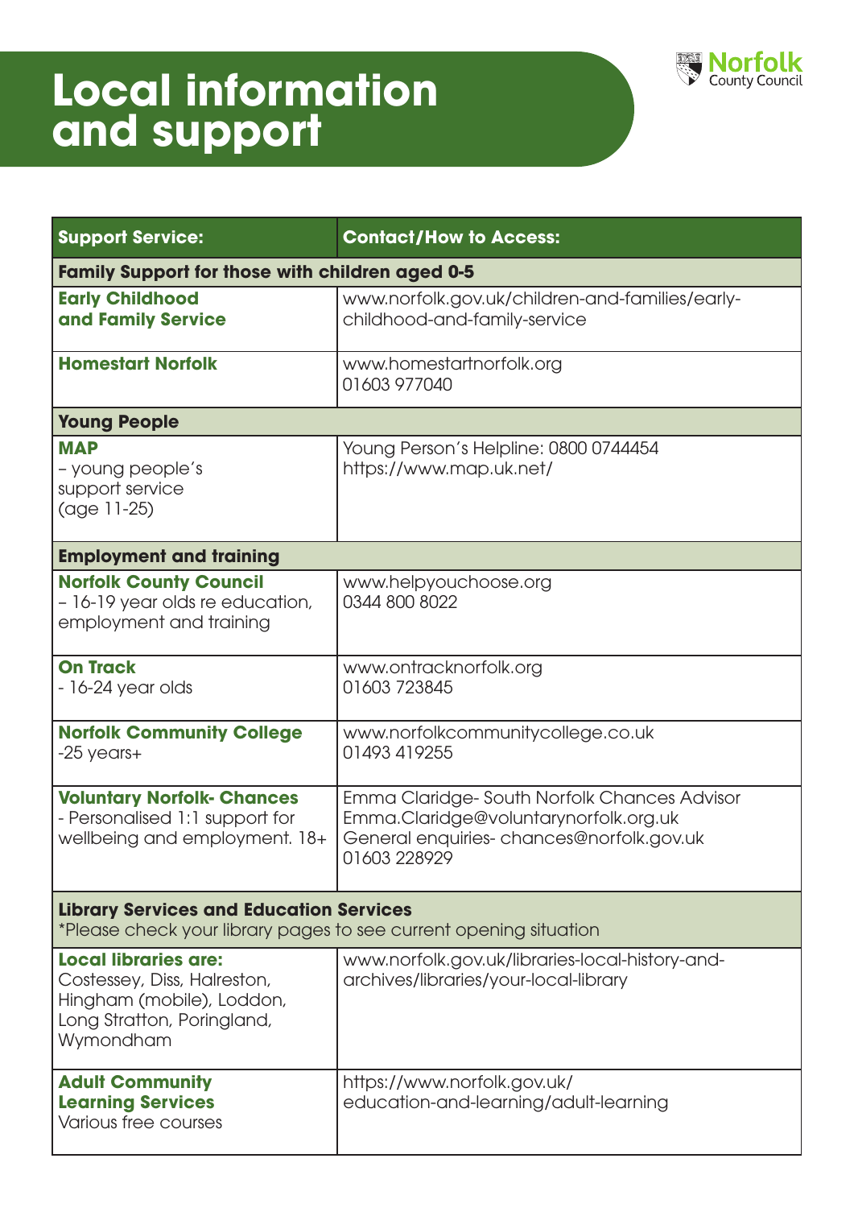# Local information and support

Norfolk County Council

| Support Service: | Contact/How to Access: |
|---|---|
| **Family Support for those with children aged 0-5** | |
| **Early Childhood and Family Service** | www.norfolk.gov.uk/children-and-families/early-childhood-and-family-service |
| **Homestart Norfolk** | www.homestartnorfolk.org<br>01603 977040 |
| **Young People** | |
| **MAP**<br>– young people's support service<br>(age 11-25) | Young Person's Helpline: 0800 0744454<br>https://www.map.uk.net/ |
| **Employment and training** | |
| **Norfolk County Council**<br>– 16-19 year olds re education, employment and training | www.helpyouchoose.org<br>0344 800 8022 |
| **On Track**<br>- 16-24 year olds | www.ontracknorfolk.org<br>01603 723845 |
| **Norfolk Community College**<br>-25 years+ | www.norfolkcommunitycollege.co.uk<br>01493 419255 |
| **Voluntary Norfolk- Chances**<br>- Personalised 1:1 support for wellbeing and employment. 18+ | Emma Claridge- South Norfolk Chances Advisor<br>Emma.Claridge@voluntarynorfolk.org.uk<br>General enquiries- chances@norfolk.gov.uk<br>01603 228929 |
| **Library Services and Education Services**<br>*Please check your library pages to see current opening situation | |
| **Local libraries are:**<br>Costessey, Diss, Halreston, Hingham (mobile), Loddon, Long Stratton, Poringland, Wymondham | www.norfolk.gov.uk/libraries-local-history-and-archives/libraries/your-local-library |
| **Adult Community Learning Services**<br>Various free courses | https://www.norfolk.gov.uk/education-and-learning/adult-learning |